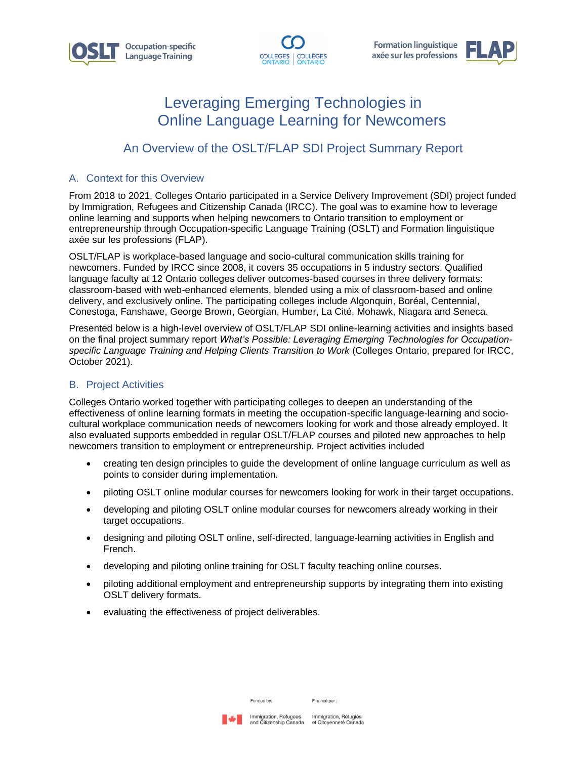# Leveraging Emerging Technologies in Online Language Learning for Newcomers

## An Overview of the OSLT/FLAP SDI Project Summary Report

### A. Context for this Overview

From 2018 to 2021, Colleges Ontario participated in a Service Delivery Improvement (SDI) project funded by Immigration, Refugees and Citizenship Canada (IRCC). The goal was to examine how to leverage online learning and supports when helping newcomers to Ontario transition to employment or entrepreneurship through Occupation-specific Language Training (OSLT) and Formation linguistique axée sur les professions (FLAP).

OSLT/FLAP is workplace-based language and socio-cultural communication skills training for newcomers. Funded by IRCC since 2008, it covers 35 occupations in 5 industry sectors. Qualified language faculty at 12 Ontario colleges deliver outcomes-based courses in three delivery formats: classroom-based with web-enhanced elements, blended using a mix of classroom-based and online delivery, and exclusively online. The participating colleges include Algonquin, Boréal, Centennial, Conestoga, Fanshawe, George Brown, Georgian, Humber, La Cité, Mohawk, Niagara and Seneca.

Presented below is a high-level overview of OSLT/FLAP SDI online-learning activities and insights based on the final project summary report *What's Possible: Leveraging Emerging Technologies for Occupation-specific Language Training and Helping Clients Transition to Work* (Colleges Ontario, prepared for IRCC, October 2021).

### B. Project Activities

Colleges Ontario worked together with participating colleges to deepen an understanding of the effectiveness of online learning formats in meeting the occupation-specific language-learning and socio-cultural workplace communication needs of newcomers looking for work and those already employed. It also evaluated supports embedded in regular OSLT/FLAP courses and piloted new approaches to help newcomers transition to employment or entrepreneurship. Project activities included

- creating ten design principles to guide the development of online language curriculum as well as points to consider during implementation.
- piloting OSLT online modular courses for newcomers looking for work in their target occupations.
- developing and piloting OSLT online modular courses for newcomers already working in their target occupations.
- designing and piloting OSLT online, self-directed, language-learning activities in English and French.
- developing and piloting online training for OSLT faculty teaching online courses.
- piloting additional employment and entrepreneurship supports by integrating them into existing OSLT delivery formats.
- evaluating the effectiveness of project deliverables.

Funded by: Immigration, Refugees and Citizenship Canada | Financé par : Immigration, Réfugiés et Citoyenneté Canada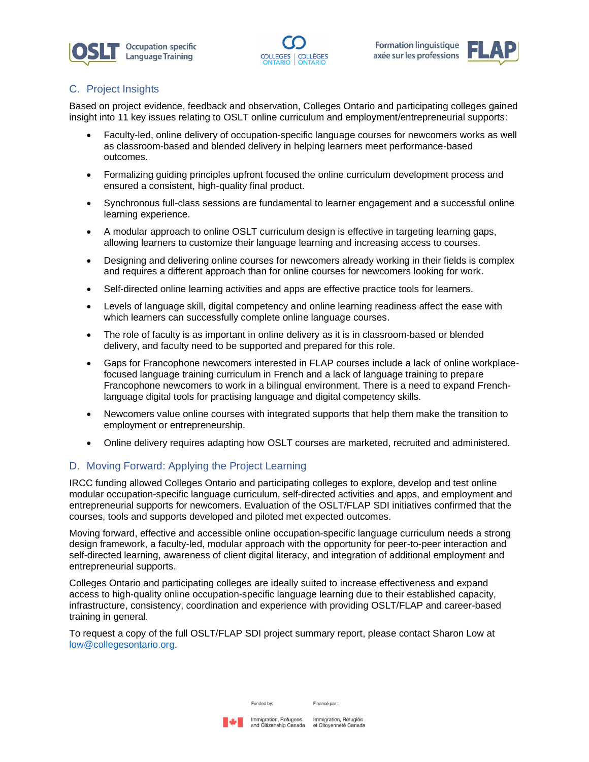## C. Project Insights

Based on project evidence, feedback and observation, Colleges Ontario and participating colleges gained insight into 11 key issues relating to OSLT online curriculum and employment/entrepreneurial supports:

- Faculty-led, online delivery of occupation-specific language courses for newcomers works as well as classroom-based and blended delivery in helping learners meet performance-based outcomes.
- Formalizing guiding principles upfront focused the online curriculum development process and ensured a consistent, high-quality final product.
- Synchronous full-class sessions are fundamental to learner engagement and a successful online learning experience.
- A modular approach to online OSLT curriculum design is effective in targeting learning gaps, allowing learners to customize their language learning and increasing access to courses.
- Designing and delivering online courses for newcomers already working in their fields is complex and requires a different approach than for online courses for newcomers looking for work.
- Self-directed online learning activities and apps are effective practice tools for learners.
- Levels of language skill, digital competency and online learning readiness affect the ease with which learners can successfully complete online language courses.
- The role of faculty is as important in online delivery as it is in classroom-based or blended delivery, and faculty need to be supported and prepared for this role.
- Gaps for Francophone newcomers interested in FLAP courses include a lack of online workplace-focused language training curriculum in French and a lack of language training to prepare Francophone newcomers to work in a bilingual environment. There is a need to expand French-language digital tools for practising language and digital competency skills.
- Newcomers value online courses with integrated supports that help them make the transition to employment or entrepreneurship.
- Online delivery requires adapting how OSLT courses are marketed, recruited and administered.

## D. Moving Forward: Applying the Project Learning

IRCC funding allowed Colleges Ontario and participating colleges to explore, develop and test online modular occupation-specific language curriculum, self-directed activities and apps, and employment and entrepreneurial supports for newcomers. Evaluation of the OSLT/FLAP SDI initiatives confirmed that the courses, tools and supports developed and piloted met expected outcomes.

Moving forward, effective and accessible online occupation-specific language curriculum needs a strong design framework, a faculty-led, modular approach with the opportunity for peer-to-peer interaction and self-directed learning, awareness of client digital literacy, and integration of additional employment and entrepreneurial supports.

Colleges Ontario and participating colleges are ideally suited to increase effectiveness and expand access to high-quality online occupation-specific language learning due to their established capacity, infrastructure, consistency, coordination and experience with providing OSLT/FLAP and career-based training in general.

To request a copy of the full OSLT/FLAP SDI project summary report, please contact Sharon Low at low@collegesontario.org.

Funded by: Immigration, Refugees and Citizenship Canada

Financé par : Immigration, Réfugiés et Citoyenneté Canada